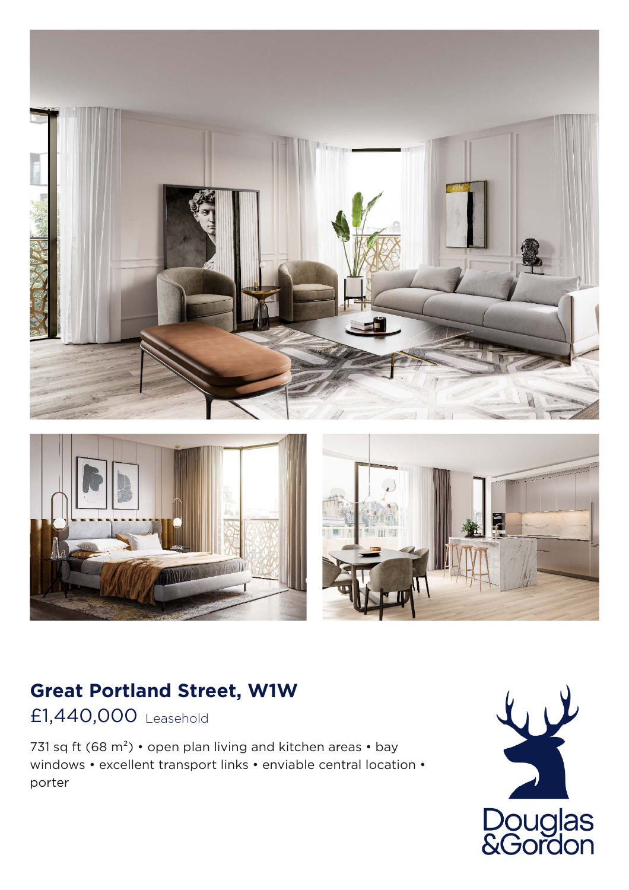# Great Portland Street, W1W

£1,440,000 Leasehold

731 sq ft (68 $m^2$) • open plan living and kitchen areas • bay windows • excellent transport links • enviable central location • porter

Douglas &Gordon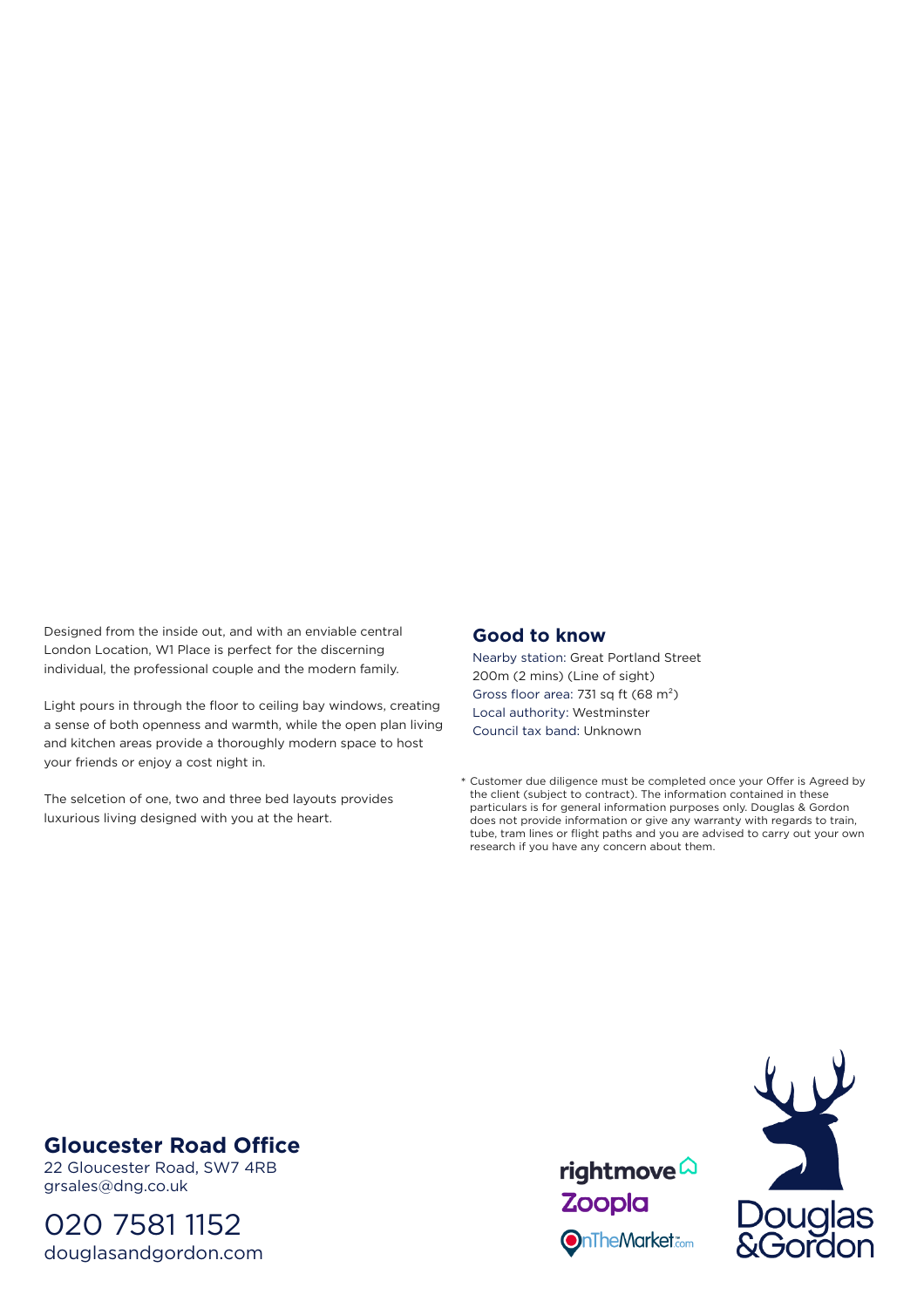Designed from the inside out, and with an enviable central London Location, W1 Place is perfect for the discerning individual, the professional couple and the modern family.

Light pours in through the floor to ceiling bay windows, creating a sense of both openness and warmth, while the open plan living and kitchen areas provide a thoroughly modern space to host your friends or enjoy a cost night in.

The selcetion of one, two and three bed layouts provides luxurious living designed with you at the heart.

## Good to know

Nearby station: Great Portland Street 200m (2 mins) (Line of sight)
Gross floor area: 731 sq ft (68 $m^2$)
Local authority: Westminster
Council tax band: Unknown

\* Customer due diligence must be completed once your Offer is Agreed by the client (subject to contract). The information contained in these particulars is for general information purposes only. Douglas & Gordon does not provide information or give any warranty with regards to train, tube, tram lines or flight paths and you are advised to carry out your own research if you have any concern about them.

## Gloucester Road Office

22 Gloucester Road, SW7 4RB
grsales@dng.co.uk

020 7581 1152
douglasandgordon.com

rightmove
Zoopla
OnTheMarket.com

Douglas & Gordon